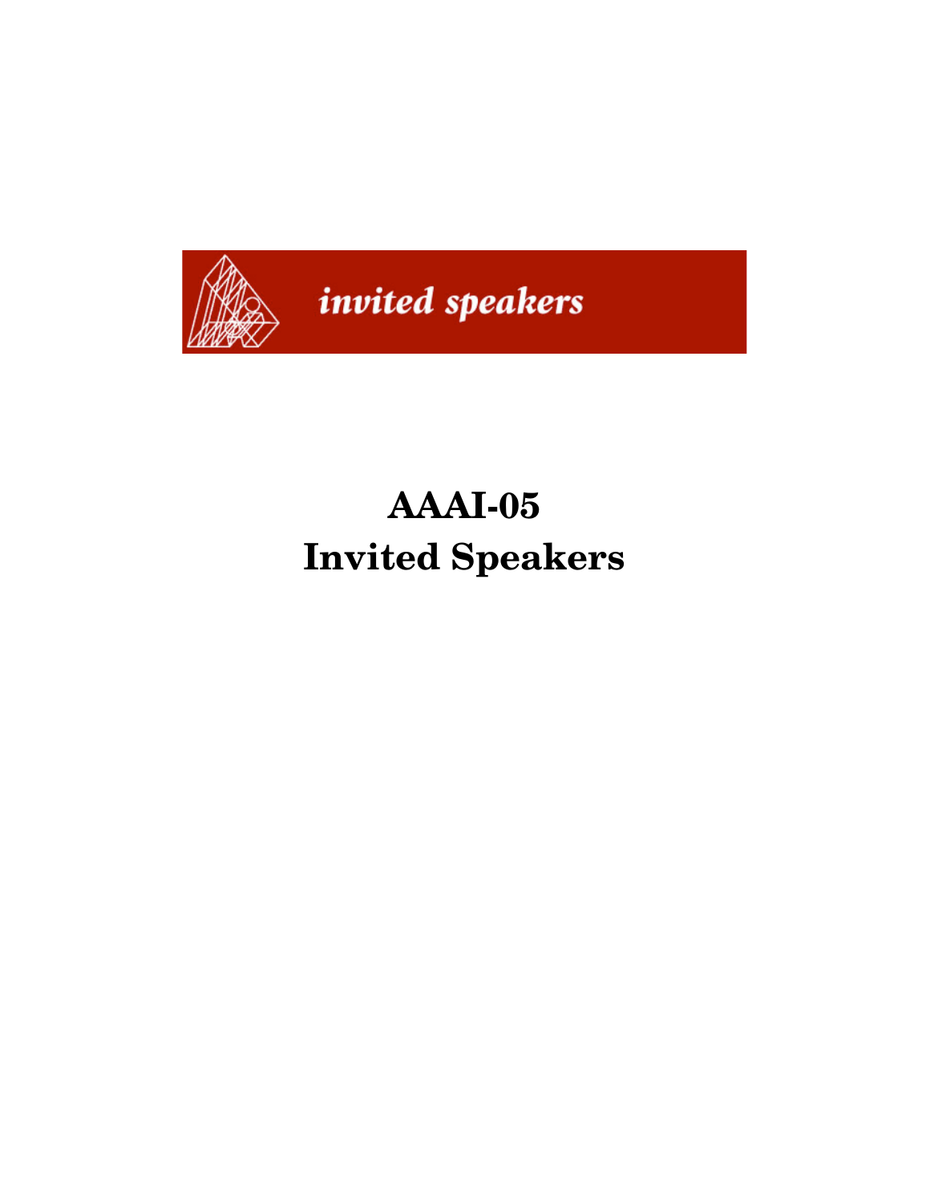*invited speakers*

# AAAI-05
# Invited Speakers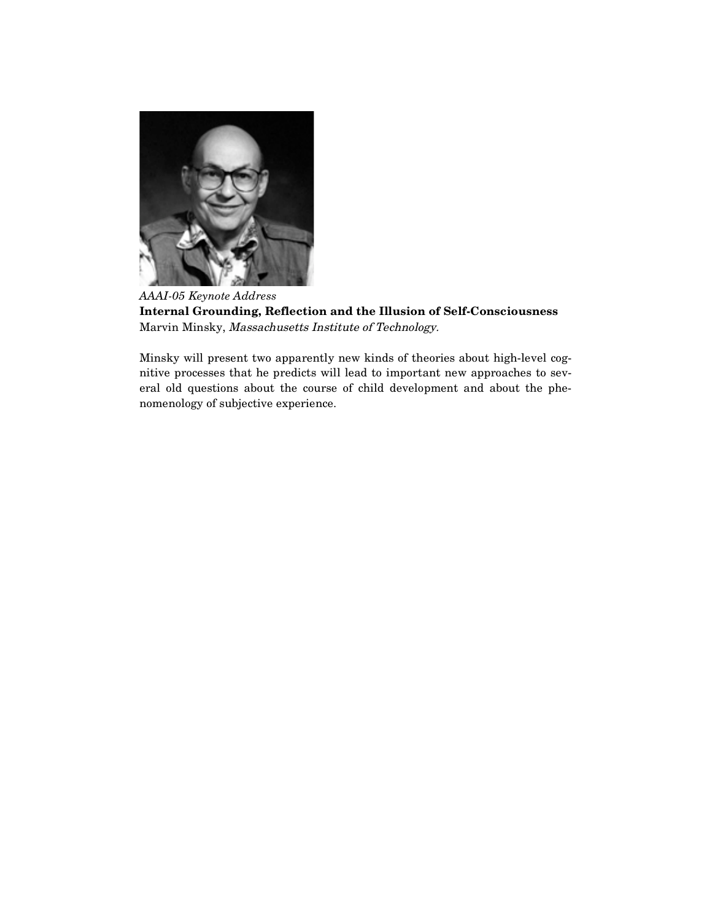*AAAI-05 Keynote Address*

**Internal Grounding, Reflection and the Illusion of Self-Consciousness**

Marvin Minsky, *Massachusetts Institute of Technology.*

Minsky will present two apparently new kinds of theories about high-level cognitive processes that he predicts will lead to important new approaches to several old questions about the course of child development and about the phenomenology of subjective experience.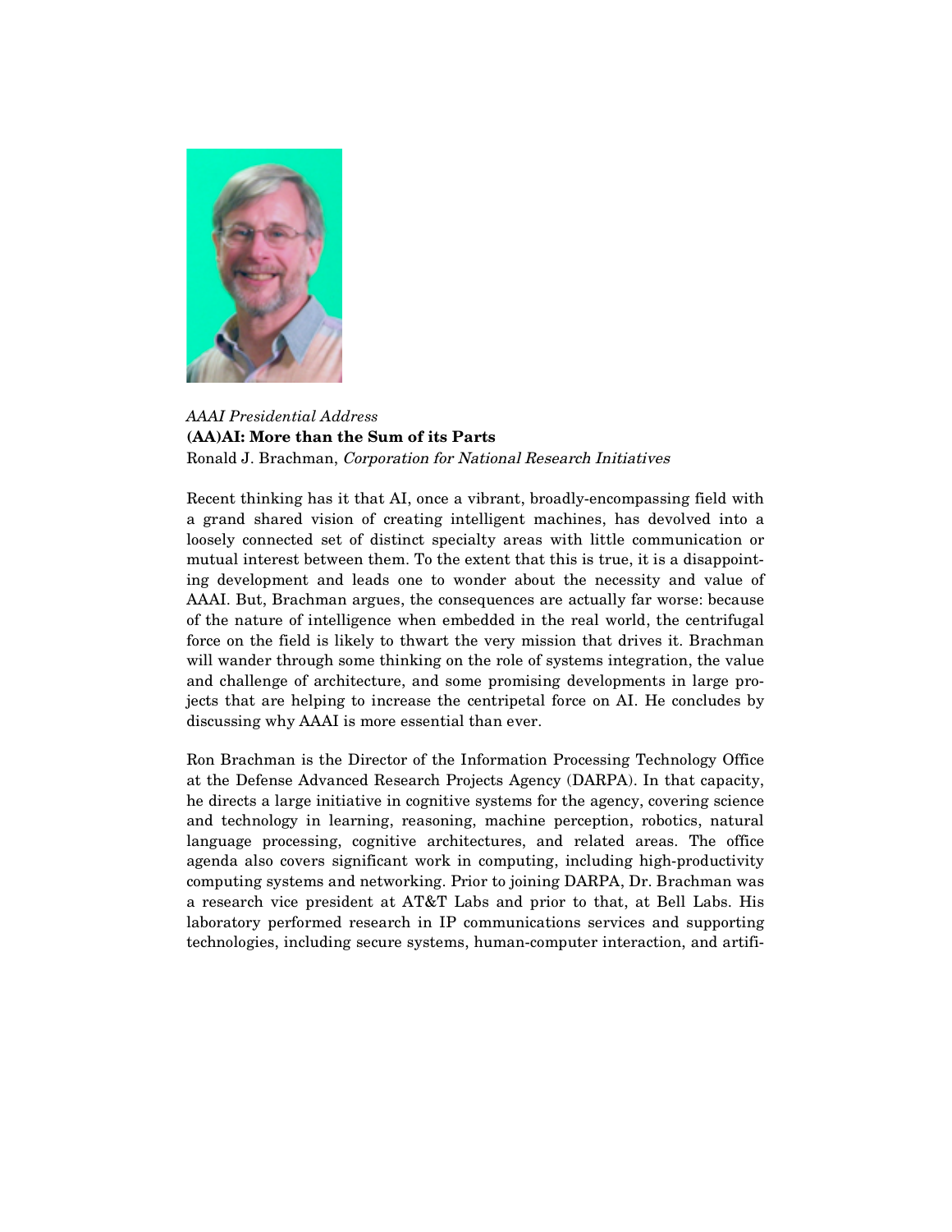*AAAI Presidential Address*
**(AA)AI: More than the Sum of its Parts**
Ronald J. Brachman, *Corporation for National Research Initiatives*

Recent thinking has it that AI, once a vibrant, broadly-encompassing field with a grand shared vision of creating intelligent machines, has devolved into a loosely connected set of distinct specialty areas with little communication or mutual interest between them. To the extent that this is true, it is a disappointing development and leads one to wonder about the necessity and value of AAAI. But, Brachman argues, the consequences are actually far worse: because of the nature of intelligence when embedded in the real world, the centrifugal force on the field is likely to thwart the very mission that drives it. Brachman will wander through some thinking on the role of systems integration, the value and challenge of architecture, and some promising developments in large projects that are helping to increase the centripetal force on AI. He concludes by discussing why AAAI is more essential than ever.

Ron Brachman is the Director of the Information Processing Technology Office at the Defense Advanced Research Projects Agency (DARPA). In that capacity, he directs a large initiative in cognitive systems for the agency, covering science and technology in learning, reasoning, machine perception, robotics, natural language processing, cognitive architectures, and related areas. The office agenda also covers significant work in computing, including high-productivity computing systems and networking. Prior to joining DARPA, Dr. Brachman was a research vice president at AT&T Labs and prior to that, at Bell Labs. His laboratory performed research in IP communications services and supporting technologies, including secure systems, human-computer interaction, and artifi-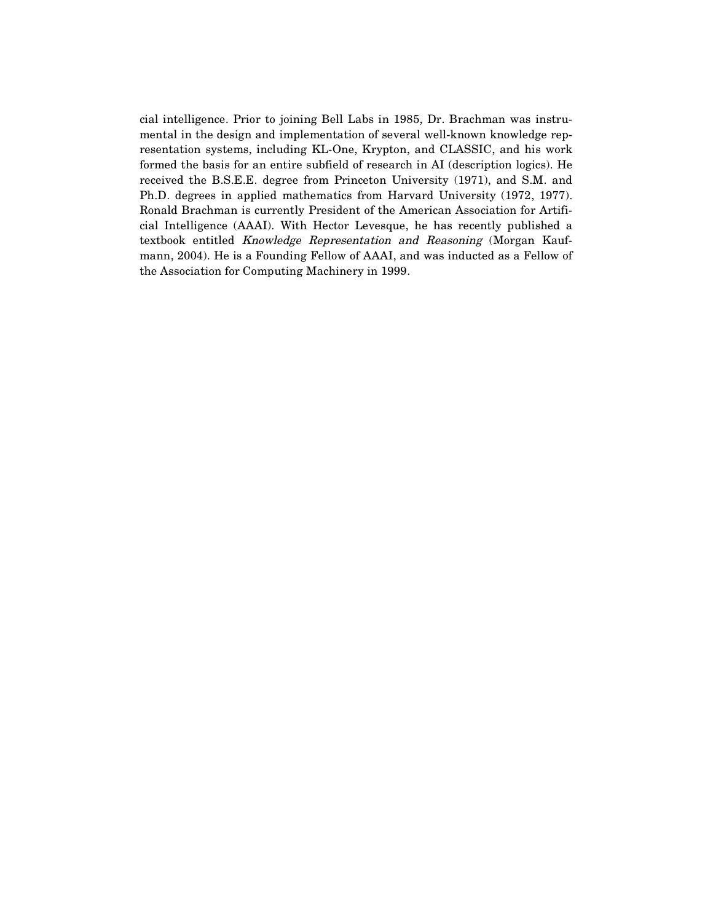cial intelligence. Prior to joining Bell Labs in 1985, Dr. Brachman was instrumental in the design and implementation of several well-known knowledge representation systems, including KL-One, Krypton, and CLASSIC, and his work formed the basis for an entire subfield of research in AI (description logics). He received the B.S.E.E. degree from Princeton University (1971), and S.M. and Ph.D. degrees in applied mathematics from Harvard University (1972, 1977). Ronald Brachman is currently President of the American Association for Artificial Intelligence (AAAI). With Hector Levesque, he has recently published a textbook entitled *Knowledge Representation and Reasoning* (Morgan Kaufmann, 2004). He is a Founding Fellow of AAAI, and was inducted as a Fellow of the Association for Computing Machinery in 1999.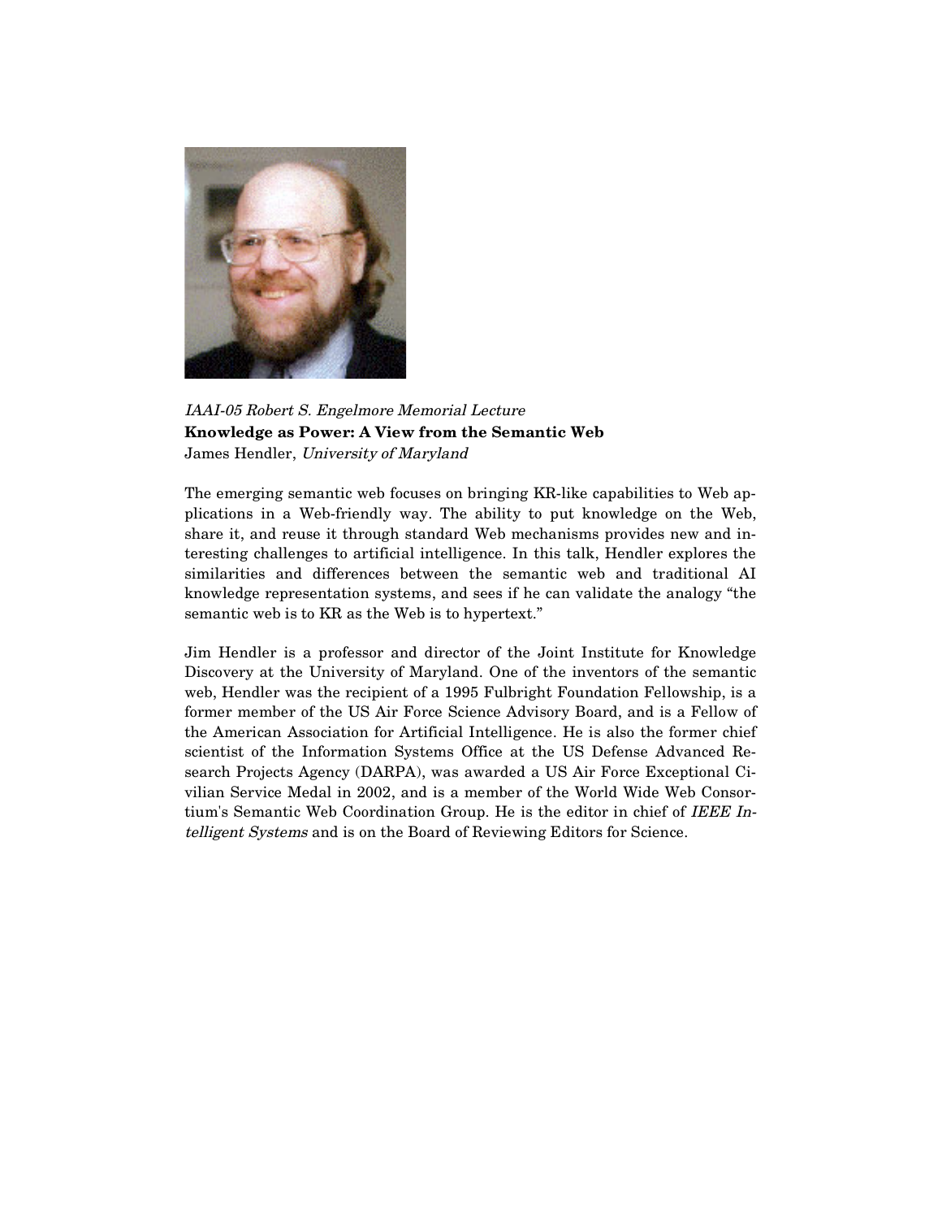*IAAI-05 Robert S. Engelmore Memorial Lecture*

**Knowledge as Power: A View from the Semantic Web**

James Hendler, *University of Maryland*

The emerging semantic web focuses on bringing KR-like capabilities to Web applications in a Web-friendly way. The ability to put knowledge on the Web, share it, and reuse it through standard Web mechanisms provides new and interesting challenges to artificial intelligence. In this talk, Hendler explores the similarities and differences between the semantic web and traditional AI knowledge representation systems, and sees if he can validate the analogy "the semantic web is to KR as the Web is to hypertext."

Jim Hendler is a professor and director of the Joint Institute for Knowledge Discovery at the University of Maryland. One of the inventors of the semantic web, Hendler was the recipient of a 1995 Fulbright Foundation Fellowship, is a former member of the US Air Force Science Advisory Board, and is a Fellow of the American Association for Artificial Intelligence. He is also the former chief scientist of the Information Systems Office at the US Defense Advanced Research Projects Agency (DARPA), was awarded a US Air Force Exceptional Civilian Service Medal in 2002, and is a member of the World Wide Web Consortium's Semantic Web Coordination Group. He is the editor in chief of *IEEE Intelligent Systems* and is on the Board of Reviewing Editors for Science.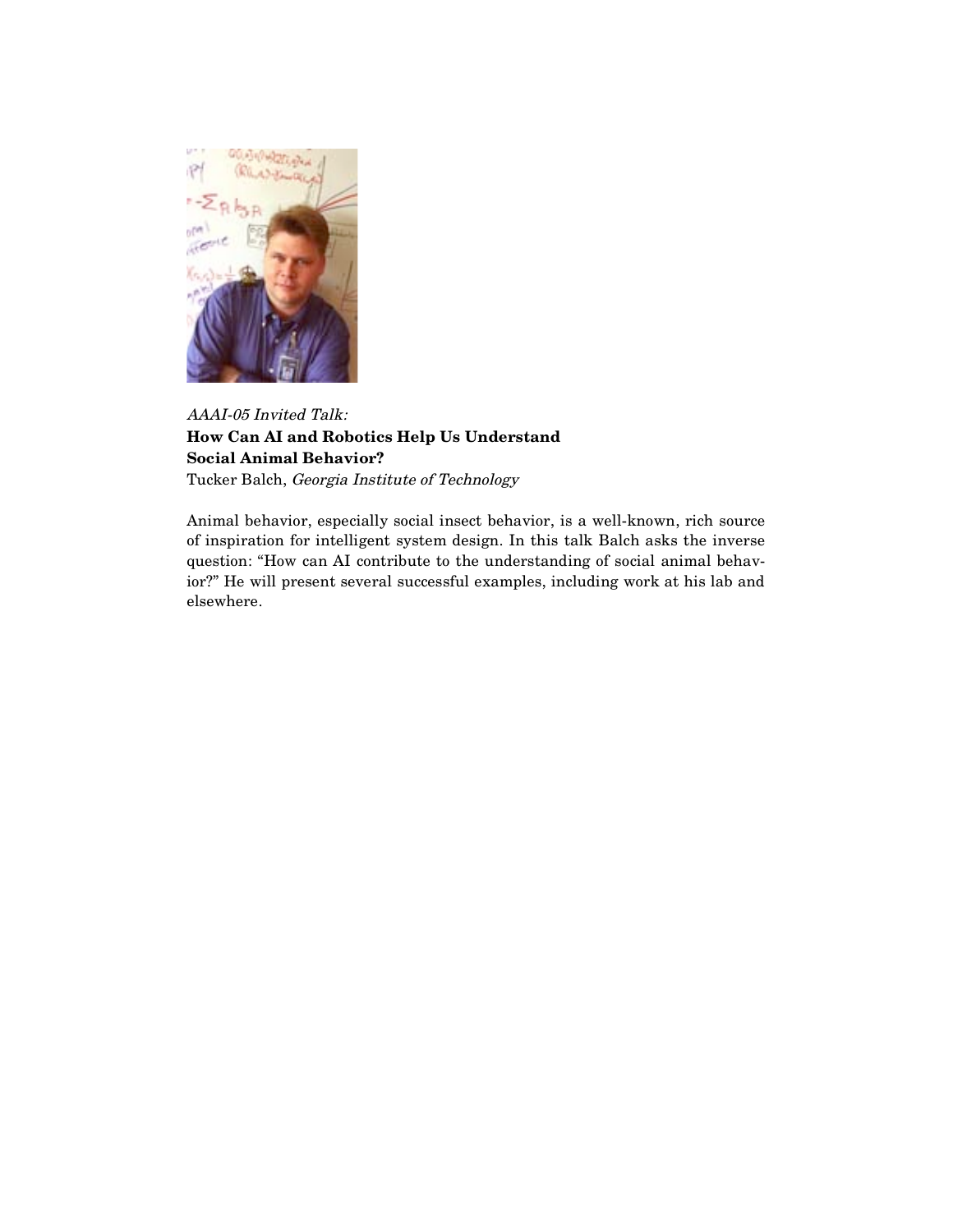*AAAI-05 Invited Talk:*
**How Can AI and Robotics Help Us Understand Social Animal Behavior?**
Tucker Balch, *Georgia Institute of Technology*

Animal behavior, especially social insect behavior, is a well-known, rich source of inspiration for intelligent system design. In this talk Balch asks the inverse question: "How can AI contribute to the understanding of social animal behavior?" He will present several successful examples, including work at his lab and elsewhere.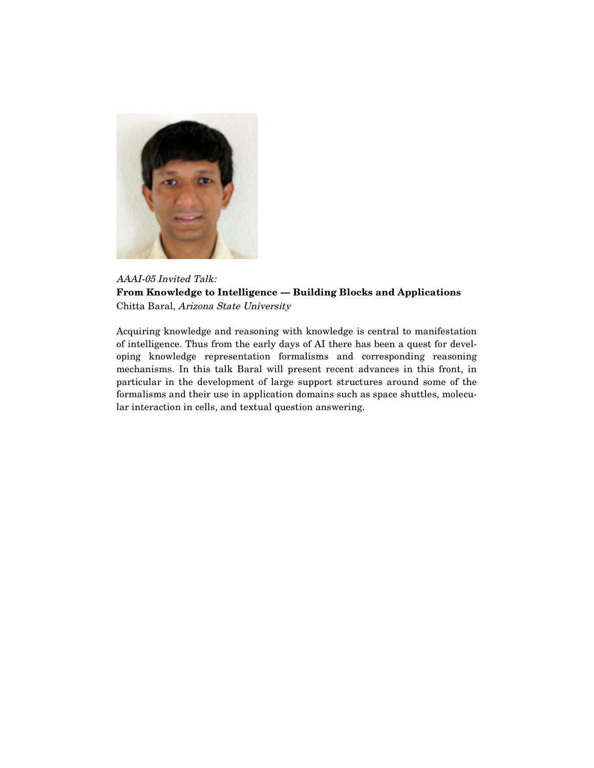*AAAI-05 Invited Talk:*

**From Knowledge to Intelligence — Building Blocks and Applications**

Chitta Baral, *Arizona State University*

Acquiring knowledge and reasoning with knowledge is central to manifestation of intelligence. Thus from the early days of AI there has been a quest for developing knowledge representation formalisms and corresponding reasoning mechanisms. In this talk Baral will present recent advances in this front, in particular in the development of large support structures around some of the formalisms and their use in application domains such as space shuttles, molecular interaction in cells, and textual question answering.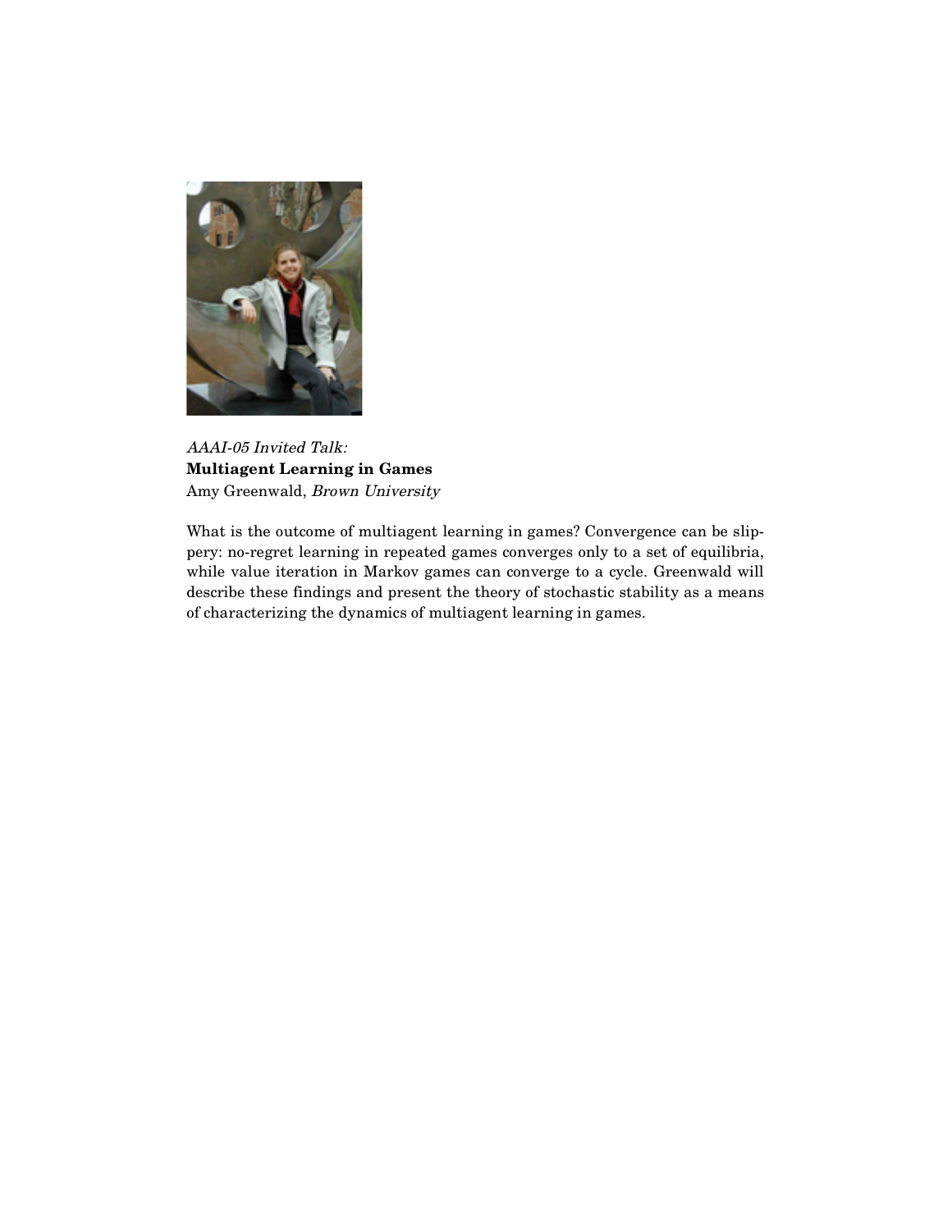*AAAI-05 Invited Talk:*
**Multiagent Learning in Games**
Amy Greenwald, *Brown University*

What is the outcome of multiagent learning in games? Convergence can be slippery: no-regret learning in repeated games converges only to a set of equilibria, while value iteration in Markov games can converge to a cycle. Greenwald will describe these findings and present the theory of stochastic stability as a means of characterizing the dynamics of multiagent learning in games.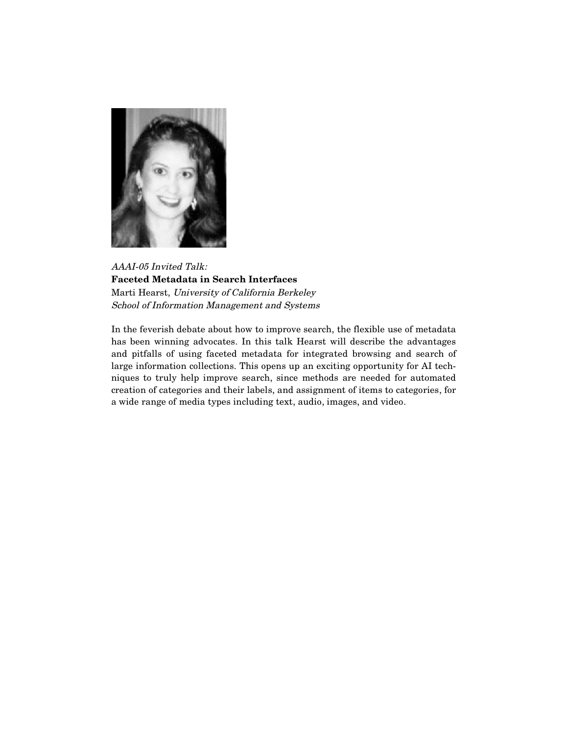*AAAI-05 Invited Talk:*
**Faceted Metadata in Search Interfaces**
Marti Hearst, *University of California Berkeley*
*School of Information Management and Systems*

In the feverish debate about how to improve search, the flexible use of metadata has been winning advocates. In this talk Hearst will describe the advantages and pitfalls of using faceted metadata for integrated browsing and search of large information collections. This opens up an exciting opportunity for AI techniques to truly help improve search, since methods are needed for automated creation of categories and their labels, and assignment of items to categories, for a wide range of media types including text, audio, images, and video.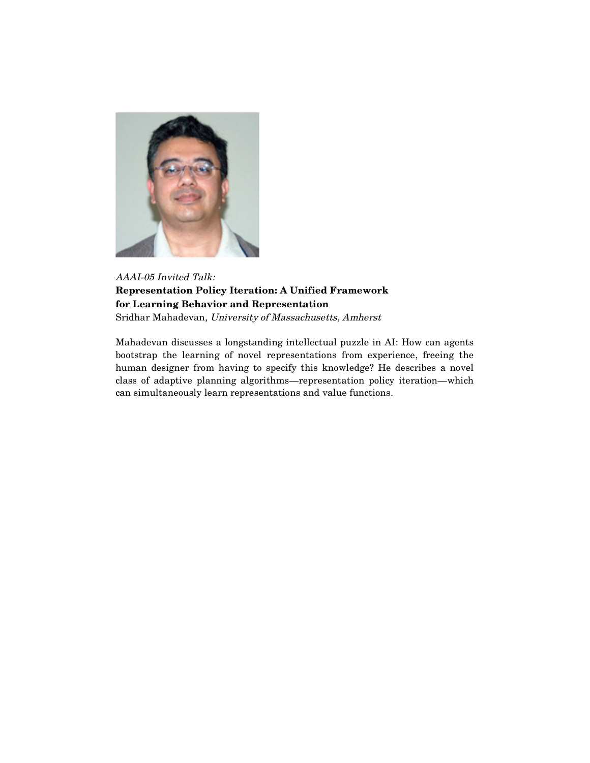*AAAI-05 Invited Talk:*

**Representation Policy Iteration: A Unified Framework for Learning Behavior and Representation**

Sridhar Mahadevan, *University of Massachusetts, Amherst*

Mahadevan discusses a longstanding intellectual puzzle in AI: How can agents bootstrap the learning of novel representations from experience, freeing the human designer from having to specify this knowledge? He describes a novel class of adaptive planning algorithms—representation policy iteration—which can simultaneously learn representations and value functions.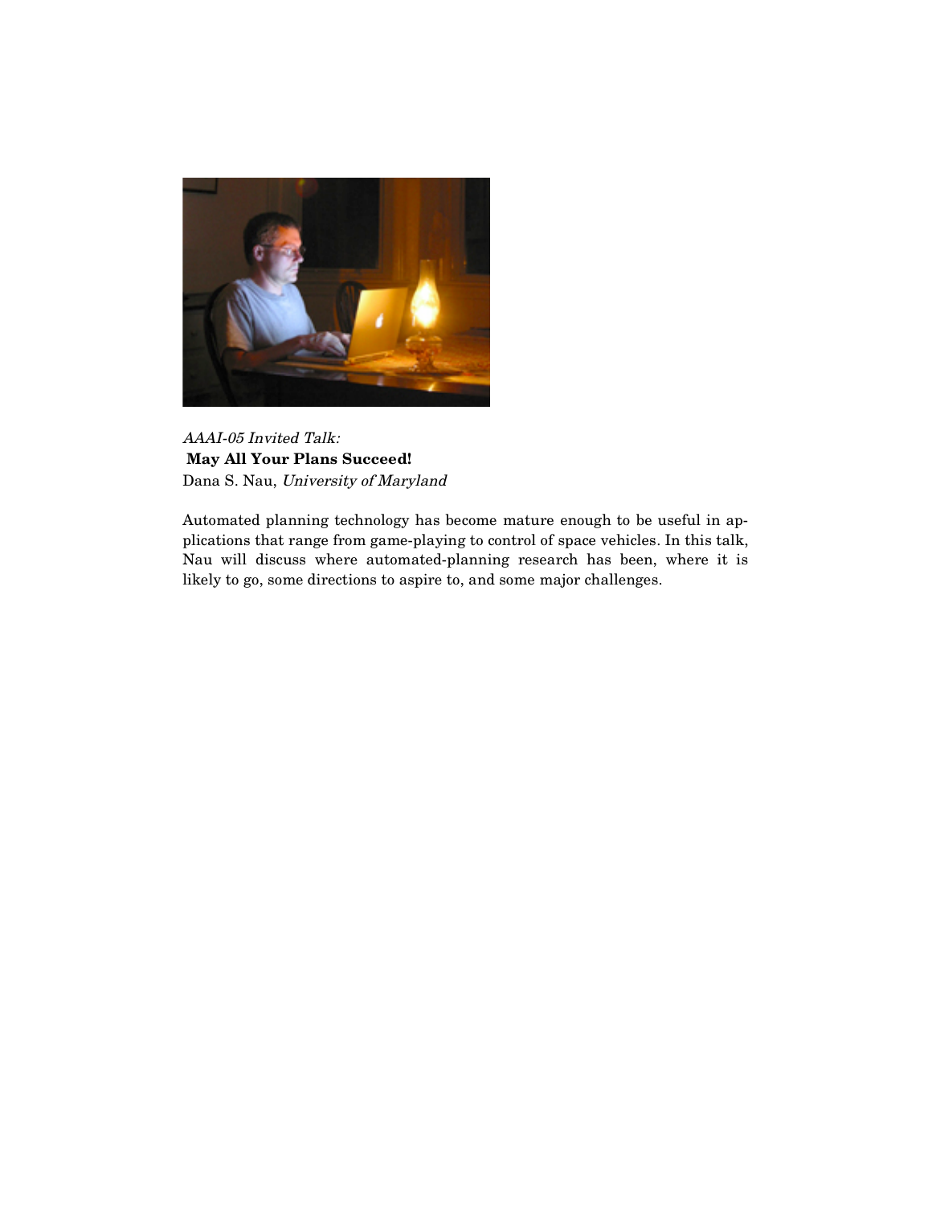*AAI-05 Invited Talk:*
**May All Your Plans Succeed!**
Dana S. Nau, *University of Maryland*

Automated planning technology has become mature enough to be useful in applications that range from game-playing to control of space vehicles. In this talk, Nau will discuss where automated-planning research has been, where it is likely to go, some directions to aspire to, and some major challenges.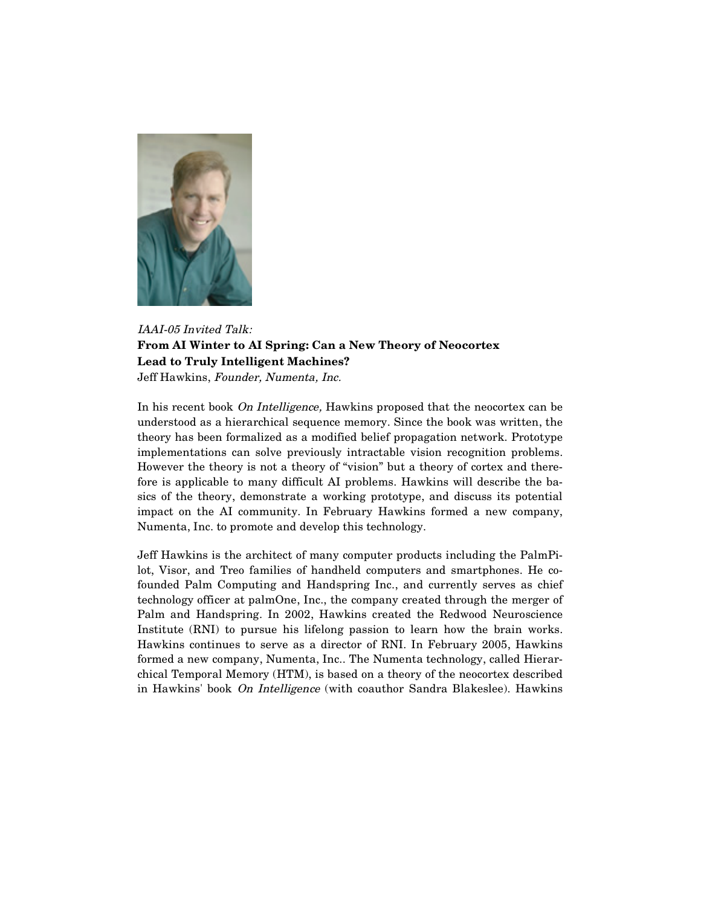*IAAI-05 Invited Talk:*
**From AI Winter to AI Spring: Can a New Theory of Neocortex Lead to Truly Intelligent Machines?**
Jeff Hawkins, *Founder, Numenta, Inc.*

In his recent book *On Intelligence,* Hawkins proposed that the neocortex can be understood as a hierarchical sequence memory. Since the book was written, the theory has been formalized as a modified belief propagation network. Prototype implementations can solve previously intractable vision recognition problems. However the theory is not a theory of "vision" but a theory of cortex and therefore is applicable to many difficult AI problems. Hawkins will describe the basics of the theory, demonstrate a working prototype, and discuss its potential impact on the AI community. In February Hawkins formed a new company, Numenta, Inc. to promote and develop this technology.

Jeff Hawkins is the architect of many computer products including the PalmPilot, Visor, and Treo families of handheld computers and smartphones. He cofounded Palm Computing and Handspring Inc., and currently serves as chief technology officer at palmOne, Inc., the company created through the merger of Palm and Handspring. In 2002, Hawkins created the Redwood Neuroscience Institute (RNI) to pursue his lifelong passion to learn how the brain works. Hawkins continues to serve as a director of RNI. In February 2005, Hawkins formed a new company, Numenta, Inc.. The Numenta technology, called Hierarchical Temporal Memory (HTM), is based on a theory of the neocortex described in Hawkins' book *On Intelligence* (with coauthor Sandra Blakeslee). Hawkins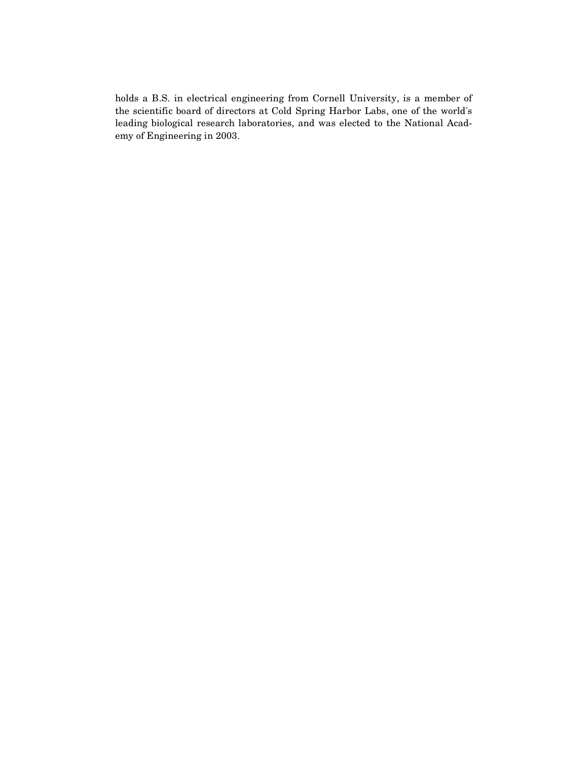holds a B.S. in electrical engineering from Cornell University, is a member of the scientific board of directors at Cold Spring Harbor Labs, one of the world's leading biological research laboratories, and was elected to the National Academy of Engineering in 2003.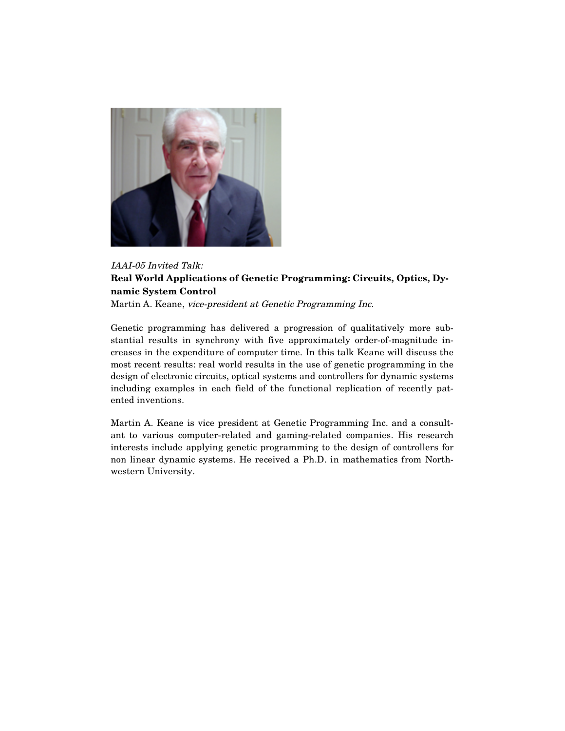*IAAI-05 Invited Talk:*

**Real World Applications of Genetic Programming: Circuits, Optics, Dynamic System Control**

Martin A. Keane, *vice-president at Genetic Programming Inc.*

Genetic programming has delivered a progression of qualitatively more substantial results in synchrony with five approximately order-of-magnitude increases in the expenditure of computer time. In this talk Keane will discuss the most recent results: real world results in the use of genetic programming in the design of electronic circuits, optical systems and controllers for dynamic systems including examples in each field of the functional replication of recently patented inventions.

Martin A. Keane is vice president at Genetic Programming Inc. and a consultant to various computer-related and gaming-related companies. His research interests include applying genetic programming to the design of controllers for non linear dynamic systems. He received a Ph.D. in mathematics from Northwestern University.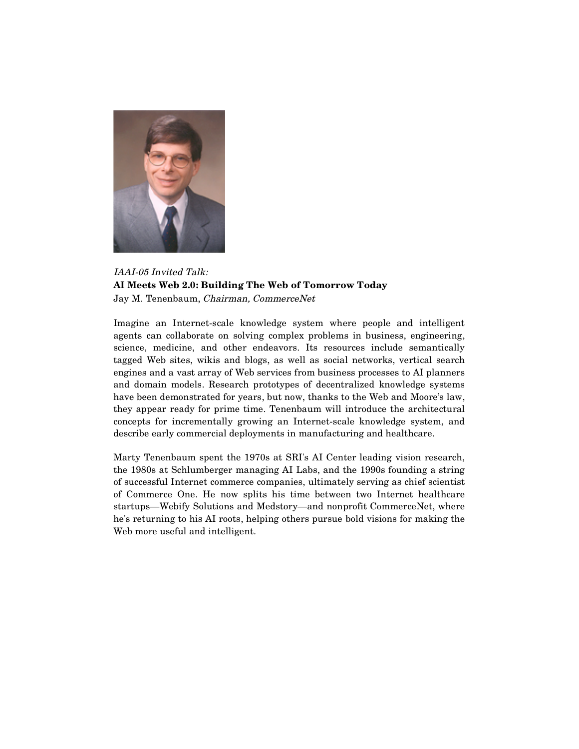*IAAI-05 Invited Talk:*

**AI Meets Web 2.0: Building The Web of Tomorrow Today**

Jay M. Tenenbaum, *Chairman, CommerceNet*

Imagine an Internet-scale knowledge system where people and intelligent agents can collaborate on solving complex problems in business, engineering, science, medicine, and other endeavors. Its resources include semantically tagged Web sites, wikis and blogs, as well as social networks, vertical search engines and a vast array of Web services from business processes to AI planners and domain models. Research prototypes of decentralized knowledge systems have been demonstrated for years, but now, thanks to the Web and Moore's law, they appear ready for prime time. Tenenbaum will introduce the architectural concepts for incrementally growing an Internet-scale knowledge system, and describe early commercial deployments in manufacturing and healthcare.

Marty Tenenbaum spent the 1970s at SRI's AI Center leading vision research, the 1980s at Schlumberger managing AI Labs, and the 1990s founding a string of successful Internet commerce companies, ultimately serving as chief scientist of Commerce One. He now splits his time between two Internet healthcare startups—Webify Solutions and Medstory—and nonprofit CommerceNet, where he's returning to his AI roots, helping others pursue bold visions for making the Web more useful and intelligent.